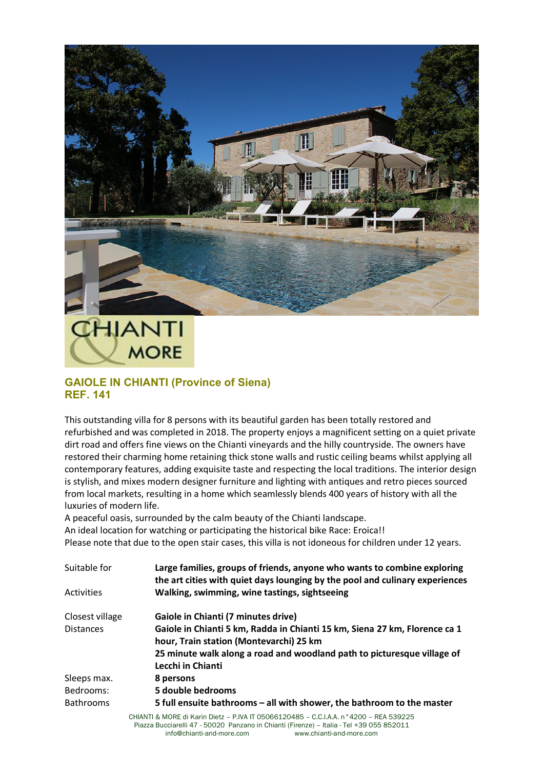## GAIOLE IN CHIANTI (Province of Siena)
## REF. 141

This outstanding villa for 8 persons with its beautiful garden has been totally restored and refurbished and was completed in 2018. The property enjoys a magnificent setting on a quiet private dirt road and offers fine views on the Chianti vineyards and the hilly countryside. The owners have restored their charming home retaining thick stone walls and rustic ceiling beams whilst applying all contemporary features, adding exquisite taste and respecting the local traditions. The interior design is stylish, and mixes modern designer furniture and lighting with antiques and retro pieces sourced from local markets, resulting in a home which seamlessly blends 400 years of history with all the luxuries of modern life.
A peaceful oasis, surrounded by the calm beauty of the Chianti landscape.
An ideal location for watching or participating the historical bike Race: Eroica!!
Please note that due to the open stair cases, this villa is not idoneous for children under 12 years.

| | |
|---|---|
| Suitable for | **Large families, groups of friends, anyone who wants to combine exploring the art cities with quiet days lounging by the pool and culinary experiences** |
| Activities | **Walking, swimming, wine tastings, sightseeing** |
| Closest village | **Gaiole in Chianti (7 minutes drive)** |
| Distances | **Gaiole in Chianti 5 km, Radda in Chianti 15 km, Siena 27 km, Florence ca 1 hour, Train station (Montevarchi) 25 km**<br>**25 minute walk along a road and woodland path to picturesque village of Lecchi in Chianti** |
| Sleeps max. | **8 persons** |
| Bedrooms: | **5 double bedrooms** |
| Bathrooms | **5 full ensuite bathrooms – all with shower, the bathroom to the master** |

CHIANTI & MORE di Karin Dietz – P.IVA IT 05066120485 – C.C.I.A.A. n° 4200 – REA 539225
Piazza Bucciarelli 47 - 50020 Panzano in Chianti (Firenze) – Italia - Tel +39 055 852011
info@chianti-and-more.com www.chianti-and-more.com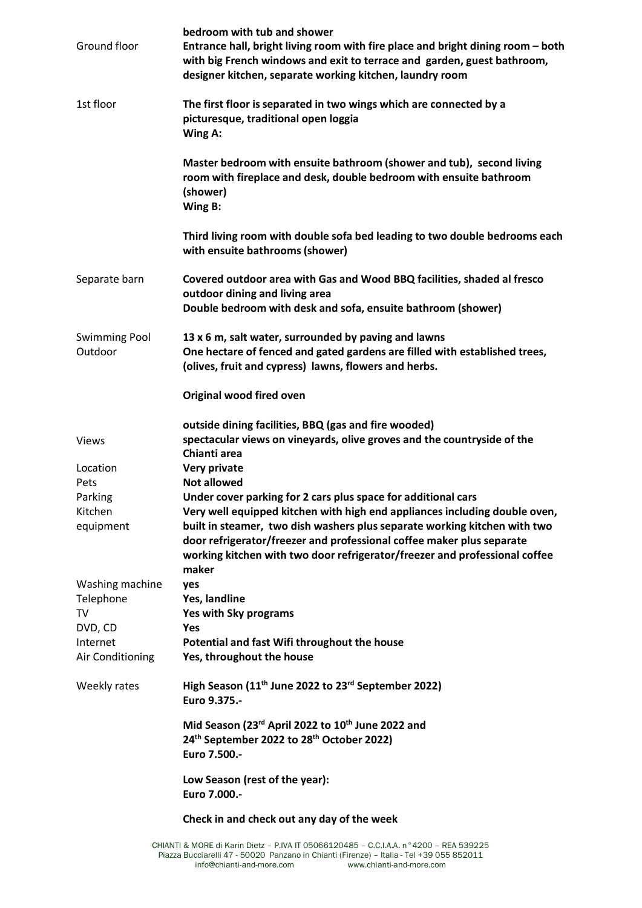| | |
|---|---|
| | **bedroom with tub and shower** |
| Ground floor | **Entrance hall, bright living room with fire place and bright dining room – both with big French windows and exit to terrace and garden, guest bathroom, designer kitchen, separate working kitchen, laundry room** |
| 1st floor | **The first floor is separated in two wings which are connected by a picturesque, traditional open loggia**<br>**Wing A:**<br>**Master bedroom with ensuite bathroom (shower and tub), second living room with fireplace and desk, double bedroom with ensuite bathroom (shower)**<br>**Wing B:**<br>**Third living room with double sofa bed leading to two double bedrooms each with ensuite bathrooms (shower)** |
| Separate barn | **Covered outdoor area with Gas and Wood BBQ facilities, shaded al fresco outdoor dining and living area**<br>**Double bedroom with desk and sofa, ensuite bathroom (shower)** |
| Swimming Pool | **13 x 6 m, salt water, surrounded by paving and lawns** |
| Outdoor | **One hectare of fenced and gated gardens are filled with established trees, (olives, fruit and cypress) lawns, flowers and herbs.**<br>**Original wood fired oven**<br>**outside dining facilities, BBQ (gas and fire wooded)** |
| Views | **spectacular views on vineyards, olive groves and the countryside of the Chianti area** |
| Location | **Very private** |
| Pets | **Not allowed** |
| Parking | **Under cover parking for 2 cars plus space for additional cars** |
| Kitchen equipment | **Very well equipped kitchen with high end appliances including double oven, built in steamer, two dish washers plus separate working kitchen with two door refrigerator/freezer and professional coffee maker plus separate working kitchen with two door refrigerator/freezer and professional coffee maker** |
| Washing machine | **yes** |
| Telephone | **Yes, landline** |
| TV | **Yes with Sky programs** |
| DVD, CD | **Yes** |
| Internet | **Potential and fast Wifi throughout the house** |
| Air Conditioning | **Yes, throughout the house** |
| Weekly rates | **High Season (11th June 2022 to 23rd September 2022)**<br>**Euro 9.375.-**<br>**Mid Season (23rd April 2022 to 10th June 2022 and 24th September 2022 to 28th October 2022)**<br>**Euro 7.500.-**<br>**Low Season (rest of the year):**<br>**Euro 7.000.-**<br>**Check in and check out any day of the week** |

CHIANTI & MORE di Karin Dietz – P.IVA IT 05066120485 – C.C.I.A.A. n°4200 – REA 539225
Piazza Bucciarelli 47 - 50020 Panzano in Chianti (Firenze) – Italia - Tel +39 055 852011
info@chianti-and-more.com www.chianti-and-more.com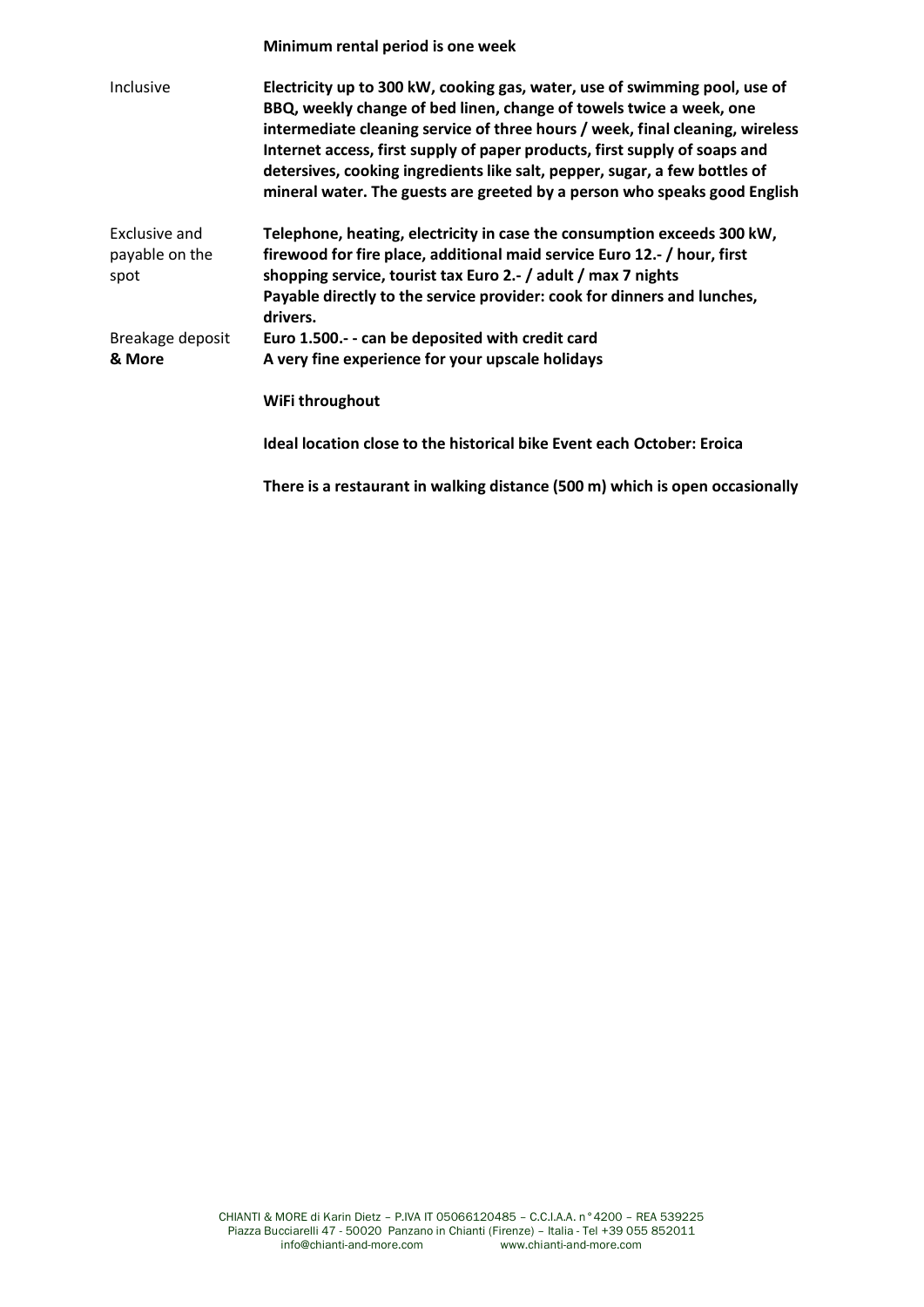**Minimum rental period is one week**

| | |
|---|---|
| Inclusive | **Electricity up to 300 kW, cooking gas, water, use of swimming pool, use of BBQ, weekly change of bed linen, change of towels twice a week, one intermediate cleaning service of three hours / week, final cleaning, wireless Internet access, first supply of paper products, first supply of soaps and detersives, cooking ingredients like salt, pepper, sugar, a few bottles of mineral water. The guests are greeted by a person who speaks good English** |
| Exclusive and payable on the spot | **Telephone, heating, electricity in case the consumption exceeds 300 kW, firewood for fire place, additional maid service Euro 12.- / hour, first shopping service, tourist tax Euro 2.- / adult / max 7 nights**<br>**Payable directly to the service provider: cook for dinners and lunches, drivers.** |
| Breakage deposit | **Euro 1.500.- - can be deposited with credit card** |
| **& More** | **A very fine experience for your upscale holidays** |

**WiFi throughout**

**Ideal location close to the historical bike Event each October: Eroica**

**There is a restaurant in walking distance (500 m) which is open occasionally**